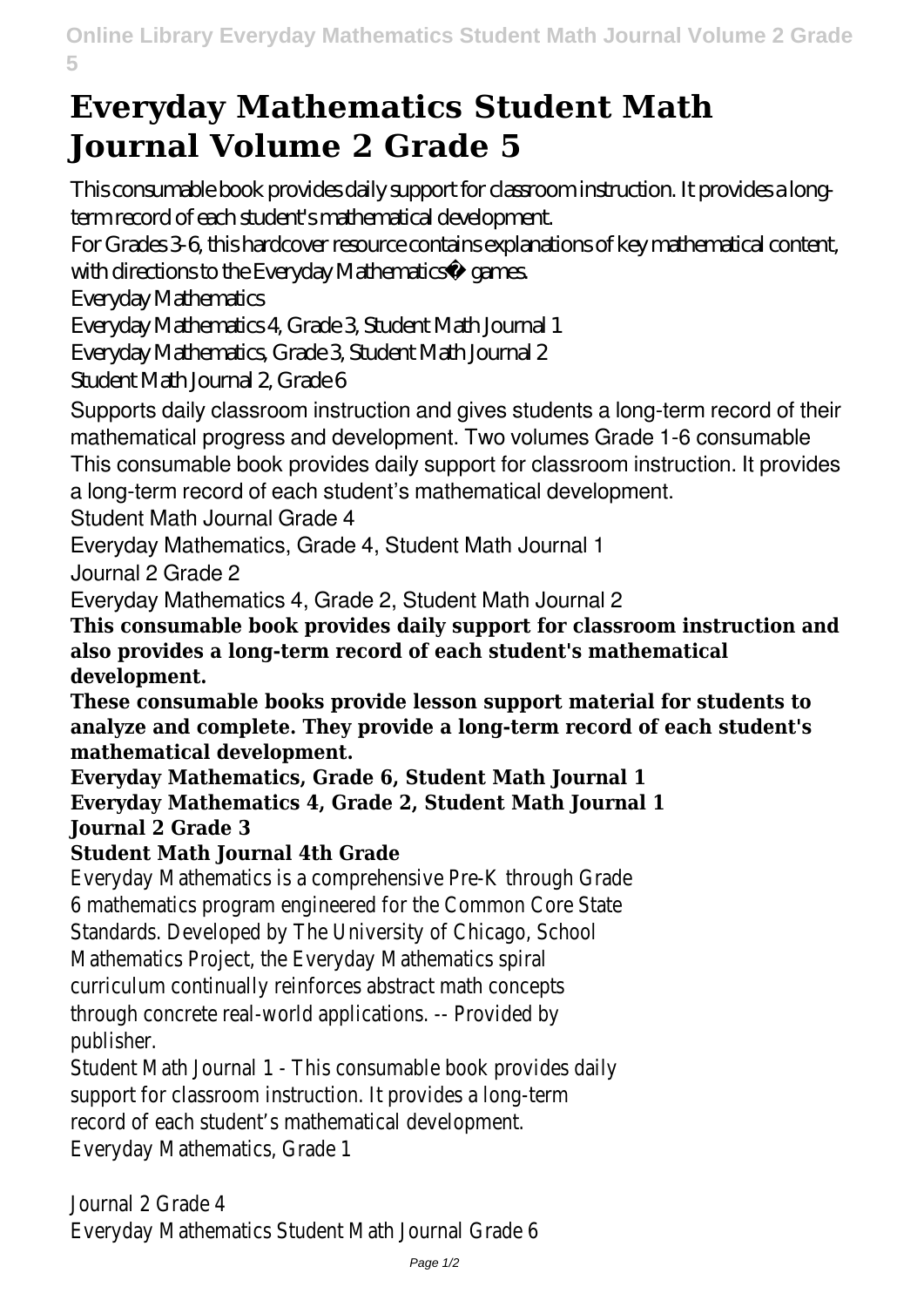# Everyday Mathematics Student Math Journal Volume 2 Grade 5

This consumable book provides daily support for classroom instruction. It provides a long-term record of each student's mathematical development.

For Grades 3-6, this hardcover resource contains explanations of key mathematical content, with directions to the Everyday Mathematics® games.

Everyday Mathematics

Everyday Mathematics 4, Grade 3, Student Math Journal 1

Everyday Mathematics, Grade 3, Student Math Journal 2

Student Math Journal 2, Grade 6

Supports daily classroom instruction and gives students a long-term record of their mathematical progress and development. Two volumes Grade 1-6 consumable

This consumable book provides daily support for classroom instruction. It provides a long-term record of each student's mathematical development.

Student Math Journal Grade 4

Everyday Mathematics, Grade 4, Student Math Journal 1

Journal 2 Grade 2

Everyday Mathematics 4, Grade 2, Student Math Journal 2

**This consumable book provides daily support for classroom instruction and also provides a long-term record of each student's mathematical development.**

**These consumable books provide lesson support material for students to analyze and complete. They provide a long-term record of each student's mathematical development.**

**Everyday Mathematics, Grade 6, Student Math Journal 1**

**Everyday Mathematics 4, Grade 2, Student Math Journal 1**

**Journal 2 Grade 3**

**Student Math Journal 4th Grade**

Everyday Mathematics is a comprehensive Pre-K through Grade 6 mathematics program engineered for the Common Core State Standards. Developed by The University of Chicago, School Mathematics Project, the Everyday Mathematics spiral curriculum continually reinforces abstract math concepts through concrete real-world applications. -- Provided by publisher.

Student Math Journal 1 - This consumable book provides daily support for classroom instruction. It provides a long-term record of each student's mathematical development.

Everyday Mathematics, Grade 1

Journal 2 Grade 4

Everyday Mathematics Student Math Journal Grade 6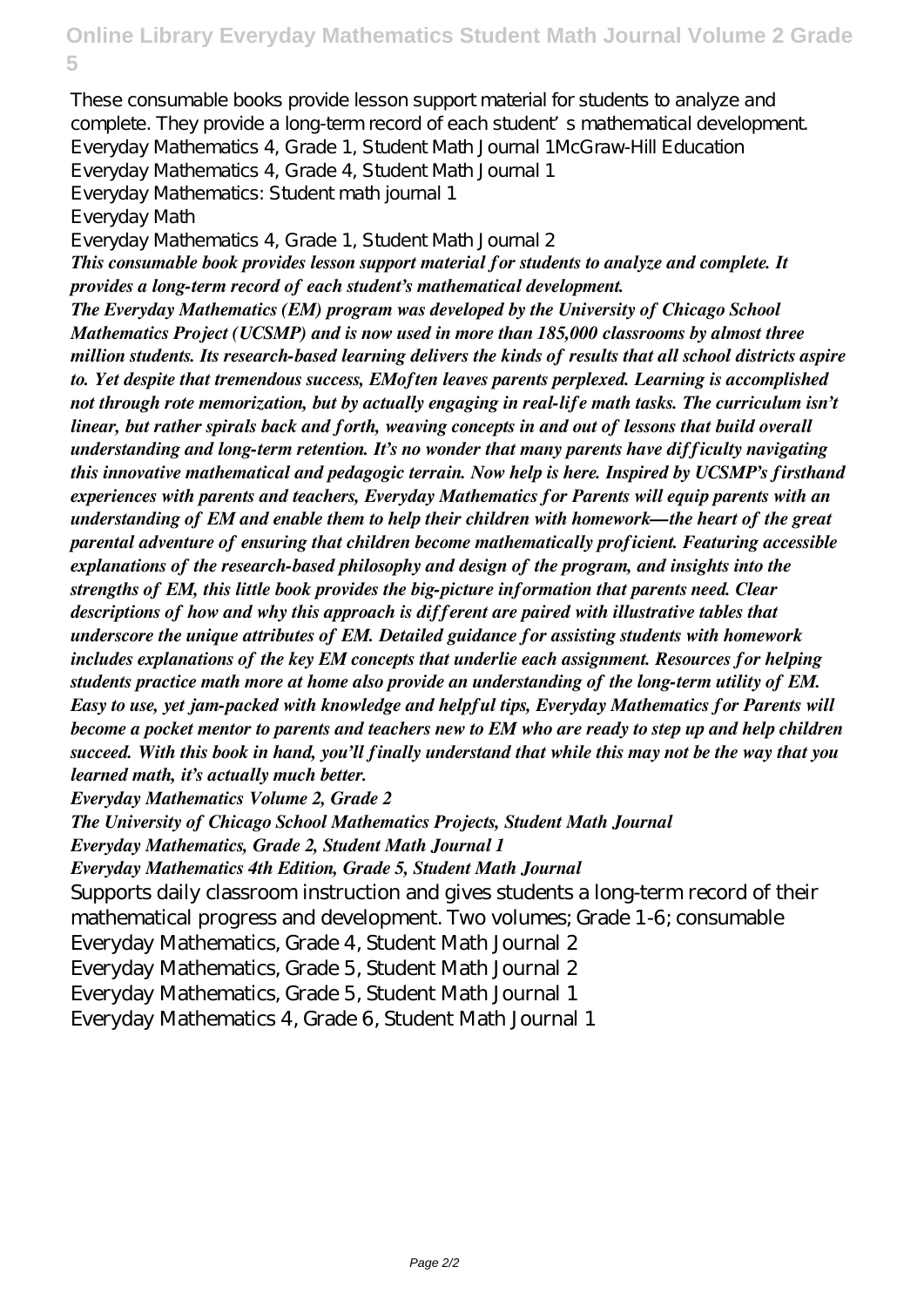These consumable books provide lesson support material for students to analyze and complete. They provide a long-term record of each student's mathematical development.

Everyday Mathematics 4, Grade 1, Student Math Journal 1McGraw-Hill Education

Everyday Mathematics 4, Grade 4, Student Math Journal 1

Everyday Mathematics: Student math journal 1

Everyday Math

Everyday Mathematics 4, Grade 1, Student Math Journal 2

***This consumable book provides lesson support material for students to analyze and complete. It provides a long-term record of each student's mathematical development.***

***The Everyday Mathematics (EM) program was developed by the University of Chicago School Mathematics Project (UCSMP) and is now used in more than 185,000 classrooms by almost three million students. Its research-based learning delivers the kinds of results that all school districts aspire to. Yet despite that tremendous success, EMoften leaves parents perplexed. Learning is accomplished not through rote memorization, but by actually engaging in real-life math tasks. The curriculum isn't linear, but rather spirals back and forth, weaving concepts in and out of lessons that build overall understanding and long-term retention. It's no wonder that many parents have difficulty navigating this innovative mathematical and pedagogic terrain. Now help is here. Inspired by UCSMP's firsthand experiences with parents and teachers, Everyday Mathematics for Parents will equip parents with an understanding of EM and enable them to help their children with homework—the heart of the great parental adventure of ensuring that children become mathematically proficient. Featuring accessible explanations of the research-based philosophy and design of the program, and insights into the strengths of EM, this little book provides the big-picture information that parents need. Clear descriptions of how and why this approach is different are paired with illustrative tables that underscore the unique attributes of EM. Detailed guidance for assisting students with homework includes explanations of the key EM concepts that underlie each assignment. Resources for helping students practice math more at home also provide an understanding of the long-term utility of EM. Easy to use, yet jam-packed with knowledge and helpful tips, Everyday Mathematics for Parents will become a pocket mentor to parents and teachers new to EM who are ready to step up and help children succeed. With this book in hand, you'll finally understand that while this may not be the way that you learned math, it's actually much better.***

***Everyday Mathematics Volume 2, Grade 2***

***The University of Chicago School Mathematics Projects, Student Math Journal***

***Everyday Mathematics, Grade 2, Student Math Journal 1***

***Everyday Mathematics 4th Edition, Grade 5, Student Math Journal***

Supports daily classroom instruction and gives students a long-term record of their mathematical progress and development. Two volumes; Grade 1-6; consumable

Everyday Mathematics, Grade 4, Student Math Journal 2

Everyday Mathematics, Grade 5, Student Math Journal 2

Everyday Mathematics, Grade 5, Student Math Journal 1

Everyday Mathematics 4, Grade 6, Student Math Journal 1